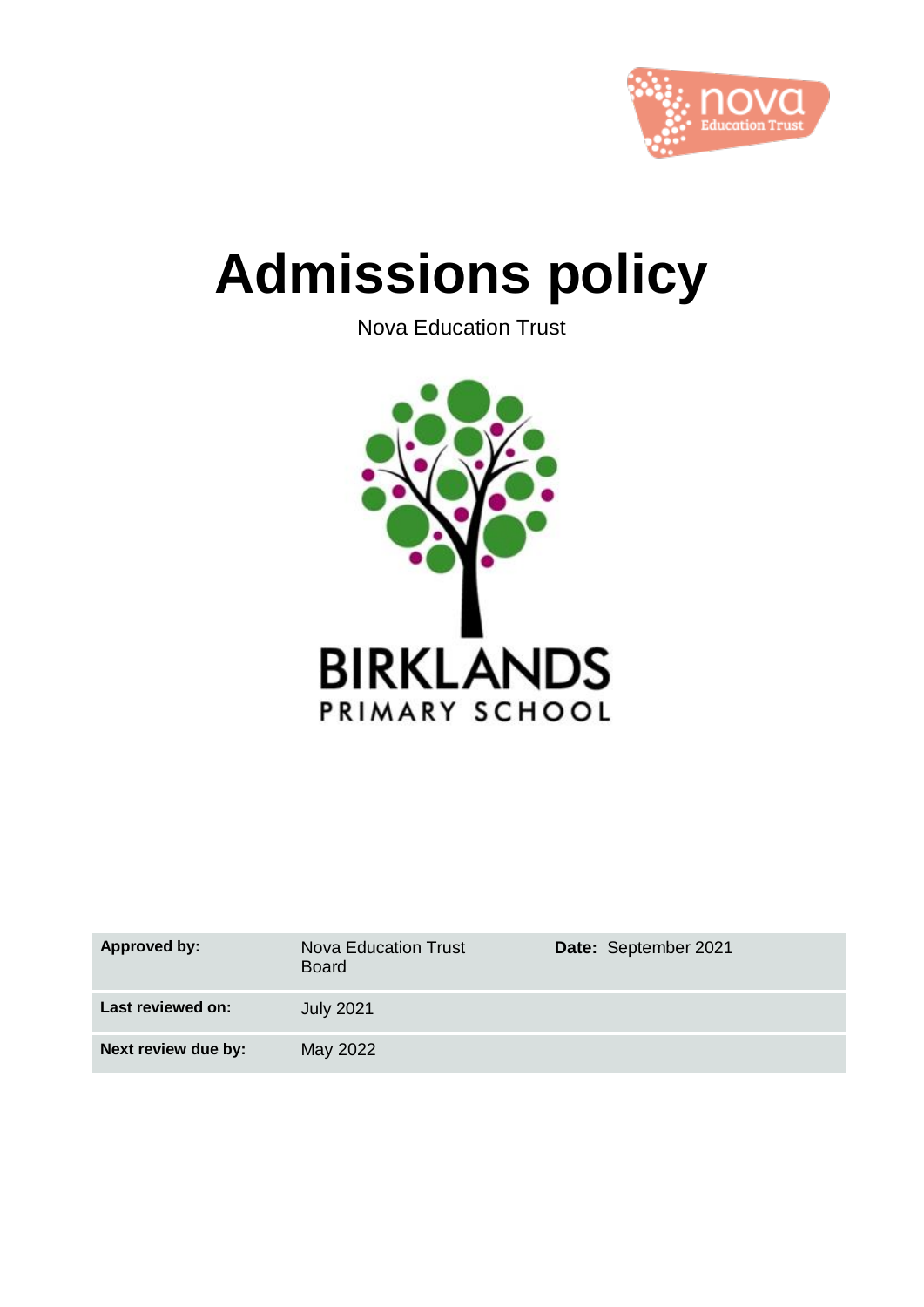# Admissions policy

Nova Education Trust

BIRKLANDS
PRIMARY SCHOOL

| Approved by: | Nova Education Trust Board | Date: September 2021 |
| --- | --- | --- |
| Last reviewed on: | July 2021 | |
| Next review due by: | May 2022 | |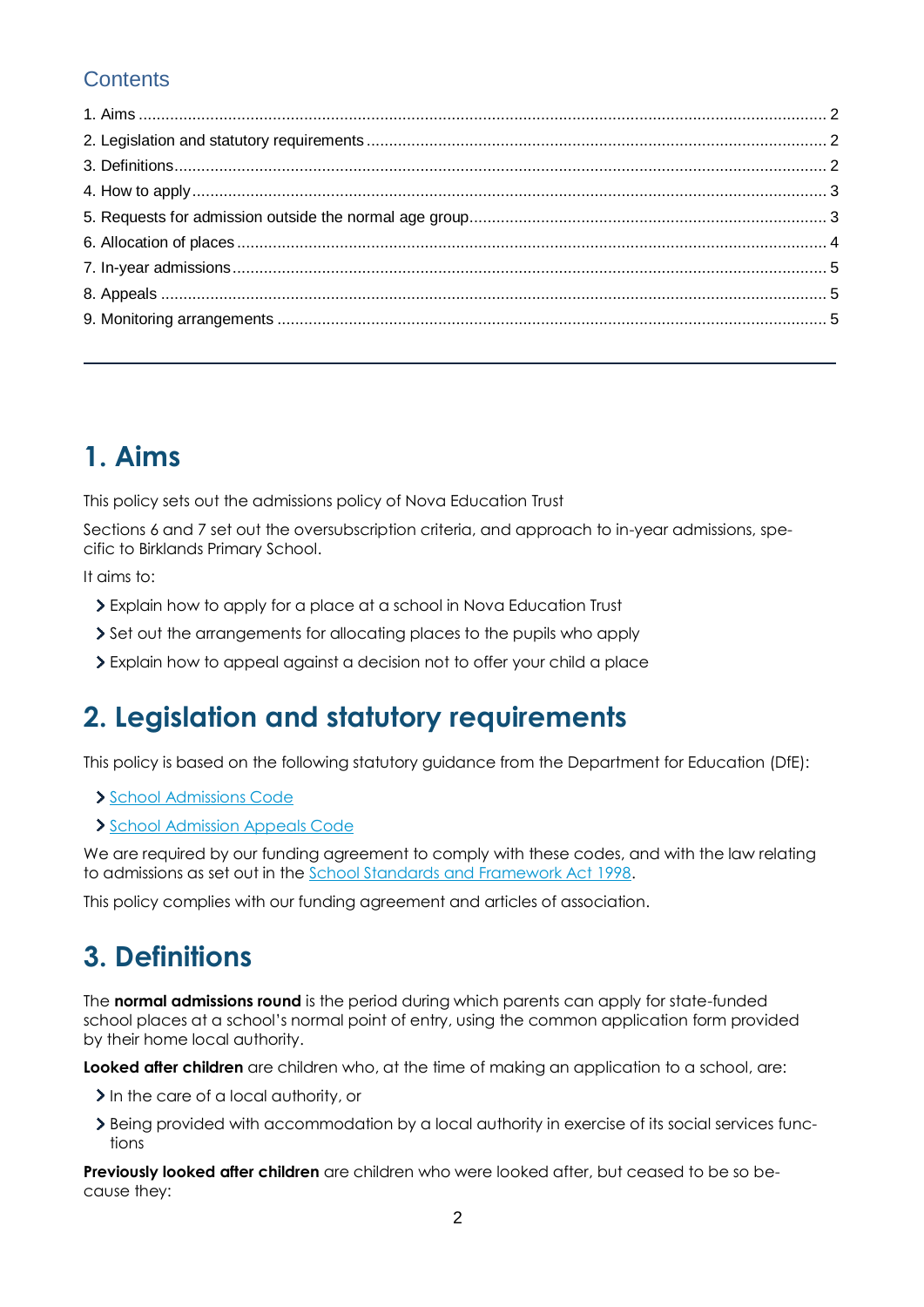## Contents

1. Aims ..... 2
2. Legislation and statutory requirements ..... 2
3. Definitions ..... 2
4. How to apply ..... 3
5. Requests for admission outside the normal age group ..... 3
6. Allocation of places ..... 4
7. In-year admissions ..... 5
8. Appeals ..... 5
9. Monitoring arrangements ..... 5

---

# 1. Aims

This policy sets out the admissions policy of Nova Education Trust

Sections 6 and 7 set out the oversubscription criteria, and approach to in-year admissions, specific to Birklands Primary School.

It aims to:

- Explain how to apply for a place at a school in Nova Education Trust
- Set out the arrangements for allocating places to the pupils who apply
- Explain how to appeal against a decision not to offer your child a place

# 2. Legislation and statutory requirements

This policy is based on the following statutory guidance from the Department for Education (DfE):

- School Admissions Code
- School Admission Appeals Code

We are required by our funding agreement to comply with these codes, and with the law relating to admissions as set out in the School Standards and Framework Act 1998.

This policy complies with our funding agreement and articles of association.

# 3. Definitions

The **normal admissions round** is the period during which parents can apply for state-funded school places at a school's normal point of entry, using the common application form provided by their home local authority.

**Looked after children** are children who, at the time of making an application to a school, are:

- In the care of a local authority, or
- Being provided with accommodation by a local authority in exercise of its social services functions

**Previously looked after children** are children who were looked after, but ceased to be so because they: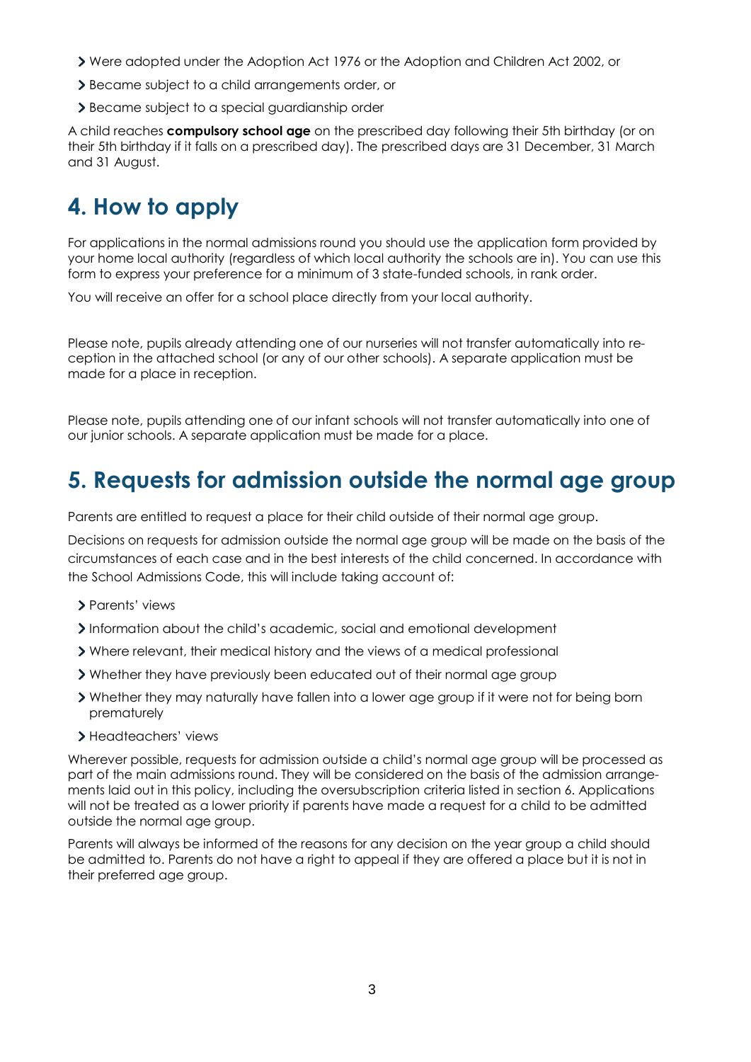- Were adopted under the Adoption Act 1976 or the Adoption and Children Act 2002, or
- Became subject to a child arrangements order, or
- Became subject to a special guardianship order

A child reaches **compulsory school age** on the prescribed day following their 5th birthday (or on their 5th birthday if it falls on a prescribed day). The prescribed days are 31 December, 31 March and 31 August.

# 4. How to apply

For applications in the normal admissions round you should use the application form provided by your home local authority (regardless of which local authority the schools are in). You can use this form to express your preference for a minimum of 3 state-funded schools, in rank order.

You will receive an offer for a school place directly from your local authority.

Please note, pupils already attending one of our nurseries will not transfer automatically into reception in the attached school (or any of our other schools). A separate application must be made for a place in reception.

Please note, pupils attending one of our infant schools will not transfer automatically into one of our junior schools. A separate application must be made for a place.

# 5. Requests for admission outside the normal age group

Parents are entitled to request a place for their child outside of their normal age group.

Decisions on requests for admission outside the normal age group will be made on the basis of the circumstances of each case and in the best interests of the child concerned. In accordance with the School Admissions Code, this will include taking account of:

- Parents' views
- Information about the child's academic, social and emotional development
- Where relevant, their medical history and the views of a medical professional
- Whether they have previously been educated out of their normal age group
- Whether they may naturally have fallen into a lower age group if it were not for being born prematurely
- Headteachers' views

Wherever possible, requests for admission outside a child's normal age group will be processed as part of the main admissions round. They will be considered on the basis of the admission arrangements laid out in this policy, including the oversubscription criteria listed in section 6. Applications will not be treated as a lower priority if parents have made a request for a child to be admitted outside the normal age group.

Parents will always be informed of the reasons for any decision on the year group a child should be admitted to. Parents do not have a right to appeal if they are offered a place but it is not in their preferred age group.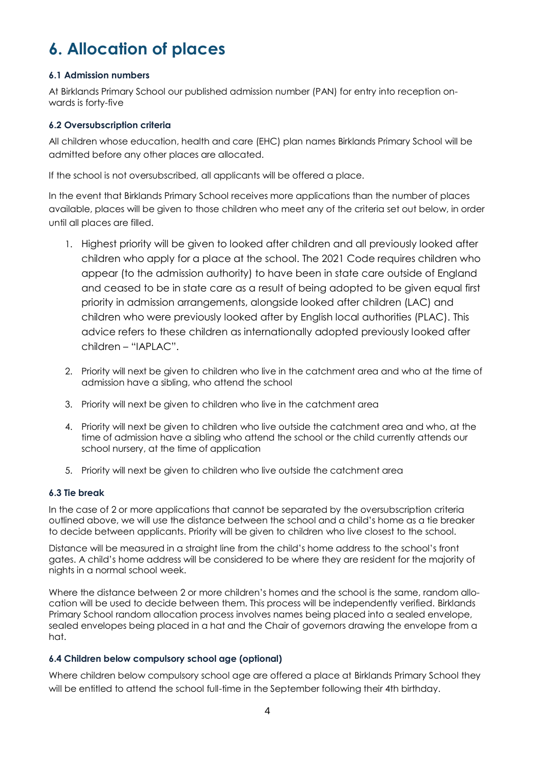# 6. Allocation of places

### 6.1 Admission numbers

At Birklands Primary School our published admission number (PAN) for entry into reception on-wards is forty-five

### 6.2 Oversubscription criteria

All children whose education, health and care (EHC) plan names Birklands Primary School will be admitted before any other places are allocated.

If the school is not oversubscribed, all applicants will be offered a place.

In the event that Birklands Primary School receives more applications than the number of places available, places will be given to those children who meet any of the criteria set out below, in order until all places are filled.

1. Highest priority will be given to looked after children and all previously looked after children who apply for a place at the school. The 2021 Code requires children who appear (to the admission authority) to have been in state care outside of England and ceased to be in state care as a result of being adopted to be given equal first priority in admission arrangements, alongside looked after children (LAC) and children who were previously looked after by English local authorities (PLAC). This advice refers to these children as internationally adopted previously looked after children – "IAPLAC".
2. Priority will next be given to children who live in the catchment area and who at the time of admission have a sibling, who attend the school
3. Priority will next be given to children who live in the catchment area
4. Priority will next be given to children who live outside the catchment area and who, at the time of admission have a sibling who attend the school or the child currently attends our school nursery, at the time of application
5. Priority will next be given to children who live outside the catchment area

### 6.3 Tie break

In the case of 2 or more applications that cannot be separated by the oversubscription criteria outlined above, we will use the distance between the school and a child's home as a tie breaker to decide between applicants. Priority will be given to children who live closest to the school.

Distance will be measured in a straight line from the child's home address to the school's front gates. A child's home address will be considered to be where they are resident for the majority of nights in a normal school week.

Where the distance between 2 or more children's homes and the school is the same, random allocation will be used to decide between them. This process will be independently verified. Birklands Primary School random allocation process involves names being placed into a sealed envelope, sealed envelopes being placed in a hat and the Chair of governors drawing the envelope from a hat.

### 6.4 Children below compulsory school age (optional)

Where children below compulsory school age are offered a place at Birklands Primary School they will be entitled to attend the school full-time in the September following their 4th birthday.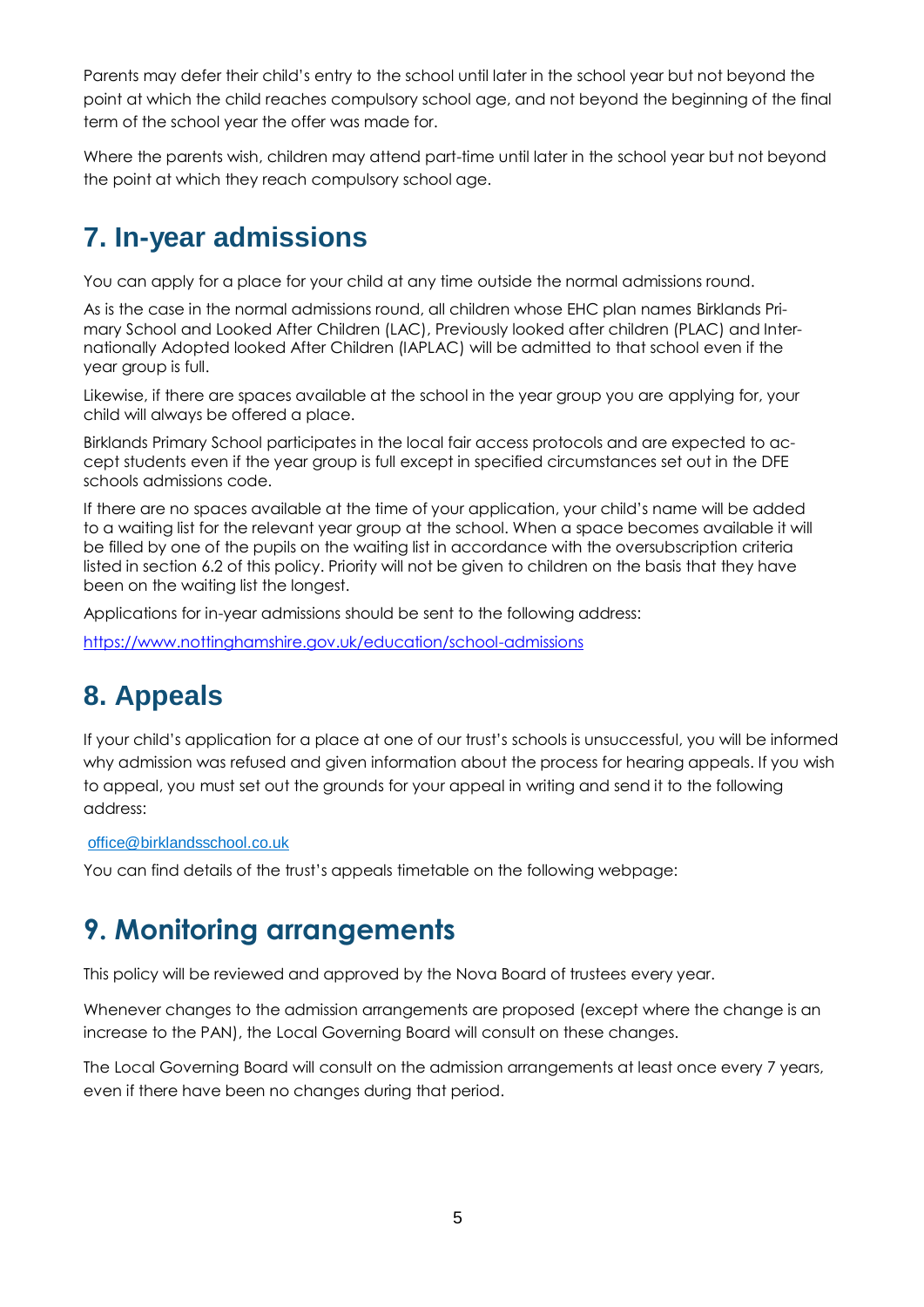Parents may defer their child's entry to the school until later in the school year but not beyond the point at which the child reaches compulsory school age, and not beyond the beginning of the final term of the school year the offer was made for.

Where the parents wish, children may attend part-time until later in the school year but not beyond the point at which they reach compulsory school age.

## 7. In-year admissions

You can apply for a place for your child at any time outside the normal admissions round.

As is the case in the normal admissions round, all children whose EHC plan names Birklands Primary School and Looked After Children (LAC), Previously looked after children (PLAC) and Internationally Adopted looked After Children (IAPLAC) will be admitted to that school even if the year group is full.

Likewise, if there are spaces available at the school in the year group you are applying for, your child will always be offered a place.

Birklands Primary School participates in the local fair access protocols and are expected to accept students even if the year group is full except in specified circumstances set out in the DFE schools admissions code.

If there are no spaces available at the time of your application, your child's name will be added to a waiting list for the relevant year group at the school. When a space becomes available it will be filled by one of the pupils on the waiting list in accordance with the oversubscription criteria listed in section 6.2 of this policy. Priority will not be given to children on the basis that they have been on the waiting list the longest.

Applications for in-year admissions should be sent to the following address:

https://www.nottinghamshire.gov.uk/education/school-admissions

## 8. Appeals

If your child's application for a place at one of our trust's schools is unsuccessful, you will be informed why admission was refused and given information about the process for hearing appeals. If you wish to appeal, you must set out the grounds for your appeal in writing and send it to the following address:

office@birklandsschool.co.uk

You can find details of the trust's appeals timetable on the following webpage:

## 9. Monitoring arrangements

This policy will be reviewed and approved by the Nova Board of trustees every year.

Whenever changes to the admission arrangements are proposed (except where the change is an increase to the PAN), the Local Governing Board will consult on these changes.

The Local Governing Board will consult on the admission arrangements at least once every 7 years, even if there have been no changes during that period.